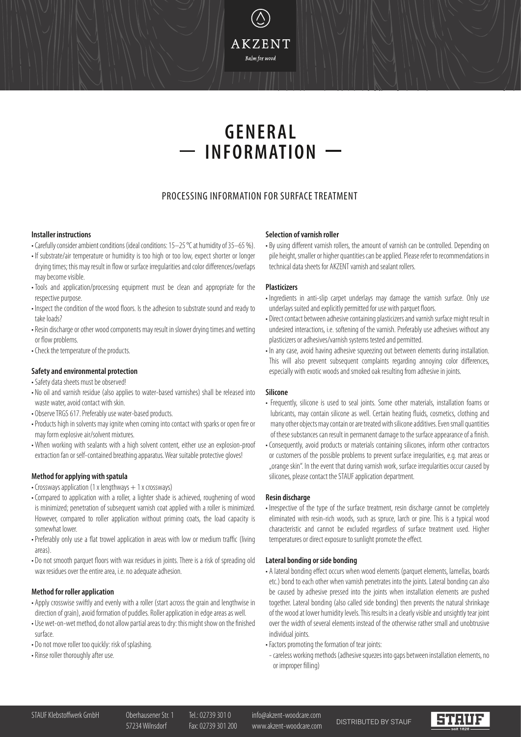AKZENT

Balm for wood

# GENERAL — INFORMATION —

## PROCESSING INFORMATION FOR SURFACE TREATMENT

### Installer instructions

- Carefully consider ambient conditions (ideal conditions: 15–25 °C at humidity of 35–65 %).
- If substrate/air temperature or humidity is too high or too low, expect shorter or longer drying times; this may result in flow or surface irregularities and color differences/overlaps may become visible.
- Tools and application/processing equipment must be clean and appropriate for the respective purpose.
- Inspect the condition of the wood floors. Is the adhesion to substrate sound and ready to take loads?
- Resin discharge or other wood components may result in slower drying times and wetting or flow problems.
- Check the temperature of the products.

### Safety and environmental protection

- Safety data sheets must be observed!
- No oil and varnish residue (also applies to water-based varnishes) shall be released into waste water, avoid contact with skin.
- Observe TRGS 617. Preferably use water-based products.
- Products high in solvents may ignite when coming into contact with sparks or open fire or may form explosive air/solvent mixtures.
- When working with sealants with a high solvent content, either use an explosion-proof extraction fan or self-contained breathing apparatus. Wear suitable protective gloves!

### Method for applying with spatula

- Crossways application (1 x lengthways + 1 x crossways)
- Compared to application with a roller, a lighter shade is achieved, roughening of wood is minimized; penetration of subsequent varnish coat applied with a roller is minimized. However, compared to roller application without priming coats, the load capacity is somewhat lower.
- Preferably only use a flat trowel application in areas with low or medium traffic (living areas).
- Do not smooth parquet floors with wax residues in joints. There is a risk of spreading old wax residues over the entire area, i.e. no adequate adhesion.

### Method for roller application

- Apply crosswise swiftly and evenly with a roller (start across the grain and lengthwise in direction of grain), avoid formation of puddles. Roller application in edge areas as well.
- Use wet-on-wet method, do not allow partial areas to dry: this might show on the finished surface.
- Do not move roller too quickly: risk of splashing.
- Rinse roller thoroughly after use.

### Selection of varnish roller

- By using different varnish rollers, the amount of varnish can be controlled. Depending on pile height, smaller or higher quantities can be applied. Please refer to recommendations in technical data sheets for AKZENT varnish and sealant rollers.

### Plasticizers

- Ingredients in anti-slip carpet underlays may damage the varnish surface. Only use underlays suited and explicitly permitted for use with parquet floors.
- Direct contact between adhesive containing plasticizers and varnish surface might result in undesired interactions, i.e. softening of the varnish. Preferably use adhesives without any plasticizers or adhesives/varnish systems tested and permitted.
- In any case, avoid having adhesive squeezing out between elements during installation. This will also prevent subsequent complaints regarding annoying color differences, especially with exotic woods and smoked oak resulting from adhesive in joints.

### Silicone

- Frequently, silicone is used to seal joints. Some other materials, installation foams or lubricants, may contain silicone as well. Certain heating fluids, cosmetics, clothing and many other objects may contain or are treated with silicone additives. Even small quantities of these substances can result in permanent damage to the surface appearance of a finish.
- Consequently, avoid products or materials containing silicones, inform other contractors or customers of the possible problems to prevent surface irregularities, e.g. mat areas or „orange skin". In the event that during varnish work, surface irregularities occur caused by silicones, please contact the STAUF application department.

### Resin discharge

- Irrespective of the type of the surface treatment, resin discharge cannot be completely eliminated with resin-rich woods, such as spruce, larch or pine. This is a typical wood characteristic and cannot be excluded regardless of surface treatment used. Higher temperatures or direct exposure to sunlight promote the effect.

### Lateral bonding or side bonding

- A lateral bonding effect occurs when wood elements (parquet elements, lamellas, boards etc.) bond to each other when varnish penetrates into the joints. Lateral bonding can also be caused by adhesive pressed into the joints when installation elements are pushed together. Lateral bonding (also called side bonding) then prevents the natural shrinkage of the wood at lower humidity levels. This results in a clearly visible and unsightly tear joint over the width of several elements instead of the otherwise rather small and unobtrusive individual joints.
- Factors promoting the formation of tear joints:
  - careless working methods (adhesive squezes into gaps between installation elements, no or improper filling)

STAUF Klebstoffwerk GmbH Oberhausener Str. 1 57234 Wilnsdorf Tel.: 02739 301 0 Fax: 02739 301 200 info@akzent-woodcare.com www.akzent-woodcare.com DISTRIBUTED BY STAUF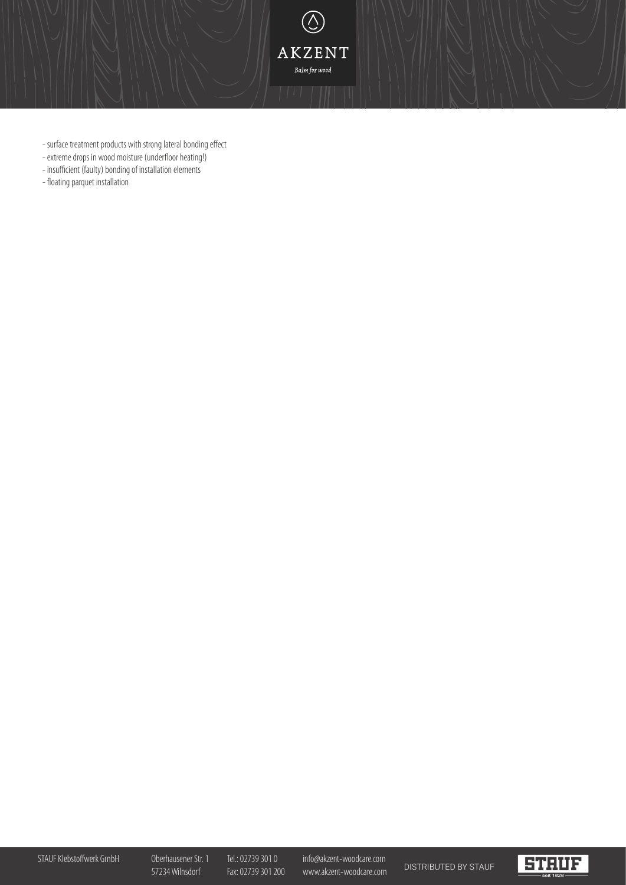- surface treatment products with strong lateral bonding effect
- extreme drops in wood moisture (underfloor heating!)
- insufficient (faulty) bonding of installation elements
- floating parquet installation